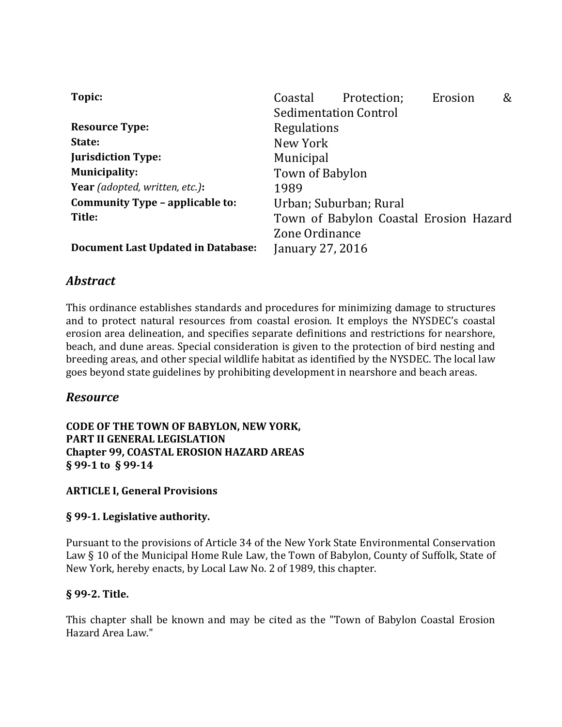| | |
|---|---|
| **Topic:** | Coastal Protection; Erosion & Sedimentation Control |
| **Resource Type:** | Regulations |
| **State:** | New York |
| **Jurisdiction Type:** | Municipal |
| **Municipality:** | Town of Babylon |
| **Year** *(adopted, written, etc.)***:** | 1989 |
| **Community Type – applicable to:** | Urban; Suburban; Rural |
| **Title:** | Town of Babylon Coastal Erosion Hazard Zone Ordinance |
| **Document Last Updated in Database:** | January 27, 2016 |

## *Abstract*

This ordinance establishes standards and procedures for minimizing damage to structures and to protect natural resources from coastal erosion. It employs the NYSDEC's coastal erosion area delineation, and specifies separate definitions and restrictions for nearshore, beach, and dune areas. Special consideration is given to the protection of bird nesting and breeding areas, and other special wildlife habitat as identified by the NYSDEC. The local law goes beyond state guidelines by prohibiting development in nearshore and beach areas.

## *Resource*

**CODE OF THE TOWN OF BABYLON, NEW YORK,**
**PART II GENERAL LEGISLATION**
**Chapter 99, COASTAL EROSION HAZARD AREAS**
**§ 99-1 to § 99-14**

**ARTICLE I, General Provisions**

**§ 99-1. Legislative authority.**

Pursuant to the provisions of Article 34 of the New York State Environmental Conservation Law § 10 of the Municipal Home Rule Law, the Town of Babylon, County of Suffolk, State of New York, hereby enacts, by Local Law No. 2 of 1989, this chapter.

**§ 99-2. Title.**

This chapter shall be known and may be cited as the "Town of Babylon Coastal Erosion Hazard Area Law."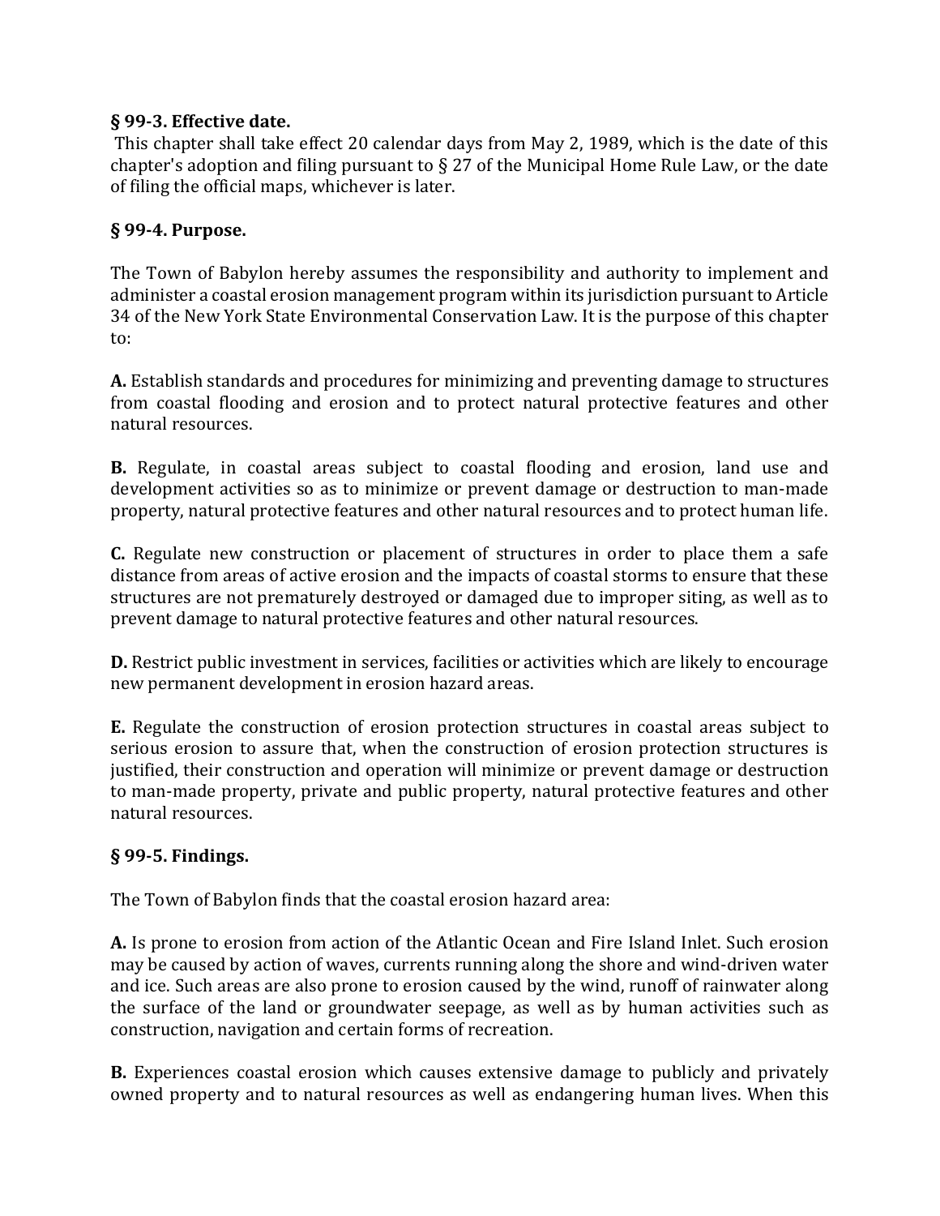### § 99-3. Effective date.

This chapter shall take effect 20 calendar days from May 2, 1989, which is the date of this chapter's adoption and filing pursuant to § 27 of the Municipal Home Rule Law, or the date of filing the official maps, whichever is later.

### § 99-4. Purpose.

The Town of Babylon hereby assumes the responsibility and authority to implement and administer a coastal erosion management program within its jurisdiction pursuant to Article 34 of the New York State Environmental Conservation Law. It is the purpose of this chapter to:

**A.** Establish standards and procedures for minimizing and preventing damage to structures from coastal flooding and erosion and to protect natural protective features and other natural resources.

**B.** Regulate, in coastal areas subject to coastal flooding and erosion, land use and development activities so as to minimize or prevent damage or destruction to man-made property, natural protective features and other natural resources and to protect human life.

**C.** Regulate new construction or placement of structures in order to place them a safe distance from areas of active erosion and the impacts of coastal storms to ensure that these structures are not prematurely destroyed or damaged due to improper siting, as well as to prevent damage to natural protective features and other natural resources.

**D.** Restrict public investment in services, facilities or activities which are likely to encourage new permanent development in erosion hazard areas.

**E.** Regulate the construction of erosion protection structures in coastal areas subject to serious erosion to assure that, when the construction of erosion protection structures is justified, their construction and operation will minimize or prevent damage or destruction to man-made property, private and public property, natural protective features and other natural resources.

### § 99-5. Findings.

The Town of Babylon finds that the coastal erosion hazard area:

**A.** Is prone to erosion from action of the Atlantic Ocean and Fire Island Inlet. Such erosion may be caused by action of waves, currents running along the shore and wind-driven water and ice. Such areas are also prone to erosion caused by the wind, runoff of rainwater along the surface of the land or groundwater seepage, as well as by human activities such as construction, navigation and certain forms of recreation.

**B.** Experiences coastal erosion which causes extensive damage to publicly and privately owned property and to natural resources as well as endangering human lives. When this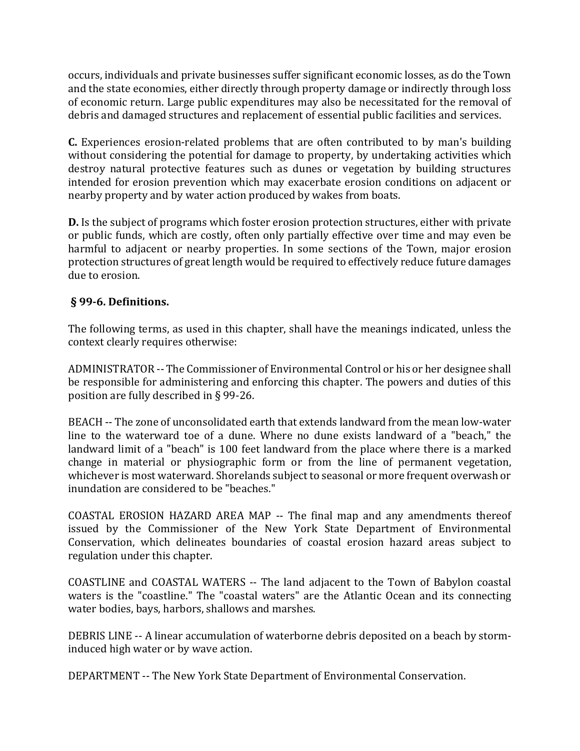occurs, individuals and private businesses suffer significant economic losses, as do the Town and the state economies, either directly through property damage or indirectly through loss of economic return. Large public expenditures may also be necessitated for the removal of debris and damaged structures and replacement of essential public facilities and services.

**C.** Experiences erosion-related problems that are often contributed to by man's building without considering the potential for damage to property, by undertaking activities which destroy natural protective features such as dunes or vegetation by building structures intended for erosion prevention which may exacerbate erosion conditions on adjacent or nearby property and by water action produced by wakes from boats.

**D.** Is the subject of programs which foster erosion protection structures, either with private or public funds, which are costly, often only partially effective over time and may even be harmful to adjacent or nearby properties. In some sections of the Town, major erosion protection structures of great length would be required to effectively reduce future damages due to erosion.

### § 99-6. Definitions.

The following terms, as used in this chapter, shall have the meanings indicated, unless the context clearly requires otherwise:

ADMINISTRATOR -- The Commissioner of Environmental Control or his or her designee shall be responsible for administering and enforcing this chapter. The powers and duties of this position are fully described in § 99-26.

BEACH -- The zone of unconsolidated earth that extends landward from the mean low-water line to the waterward toe of a dune. Where no dune exists landward of a "beach," the landward limit of a "beach" is 100 feet landward from the place where there is a marked change in material or physiographic form or from the line of permanent vegetation, whichever is most waterward. Shorelands subject to seasonal or more frequent overwash or inundation are considered to be "beaches."

COASTAL EROSION HAZARD AREA MAP -- The final map and any amendments thereof issued by the Commissioner of the New York State Department of Environmental Conservation, which delineates boundaries of coastal erosion hazard areas subject to regulation under this chapter.

COASTLINE and COASTAL WATERS -- The land adjacent to the Town of Babylon coastal waters is the "coastline." The "coastal waters" are the Atlantic Ocean and its connecting water bodies, bays, harbors, shallows and marshes.

DEBRIS LINE -- A linear accumulation of waterborne debris deposited on a beach by storm-induced high water or by wave action.

DEPARTMENT -- The New York State Department of Environmental Conservation.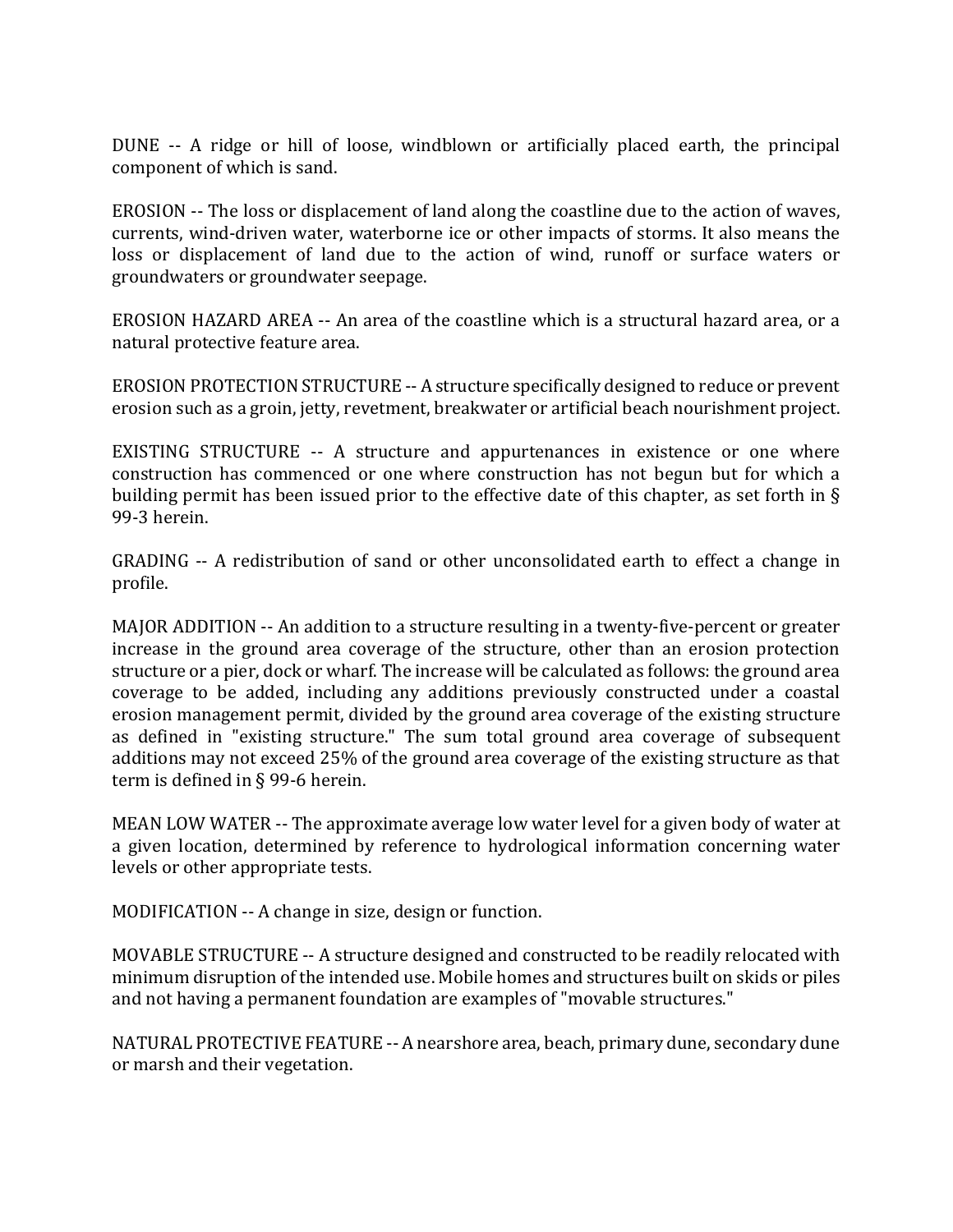DUNE -- A ridge or hill of loose, windblown or artificially placed earth, the principal component of which is sand.

EROSION -- The loss or displacement of land along the coastline due to the action of waves, currents, wind-driven water, waterborne ice or other impacts of storms. It also means the loss or displacement of land due to the action of wind, runoff or surface waters or groundwaters or groundwater seepage.

EROSION HAZARD AREA -- An area of the coastline which is a structural hazard area, or a natural protective feature area.

EROSION PROTECTION STRUCTURE -- A structure specifically designed to reduce or prevent erosion such as a groin, jetty, revetment, breakwater or artificial beach nourishment project.

EXISTING STRUCTURE -- A structure and appurtenances in existence or one where construction has commenced or one where construction has not begun but for which a building permit has been issued prior to the effective date of this chapter, as set forth in § 99-3 herein.

GRADING -- A redistribution of sand or other unconsolidated earth to effect a change in profile.

MAJOR ADDITION -- An addition to a structure resulting in a twenty-five-percent or greater increase in the ground area coverage of the structure, other than an erosion protection structure or a pier, dock or wharf. The increase will be calculated as follows: the ground area coverage to be added, including any additions previously constructed under a coastal erosion management permit, divided by the ground area coverage of the existing structure as defined in "existing structure." The sum total ground area coverage of subsequent additions may not exceed 25% of the ground area coverage of the existing structure as that term is defined in § 99-6 herein.

MEAN LOW WATER -- The approximate average low water level for a given body of water at a given location, determined by reference to hydrological information concerning water levels or other appropriate tests.

MODIFICATION -- A change in size, design or function.

MOVABLE STRUCTURE -- A structure designed and constructed to be readily relocated with minimum disruption of the intended use. Mobile homes and structures built on skids or piles and not having a permanent foundation are examples of "movable structures."

NATURAL PROTECTIVE FEATURE -- A nearshore area, beach, primary dune, secondary dune or marsh and their vegetation.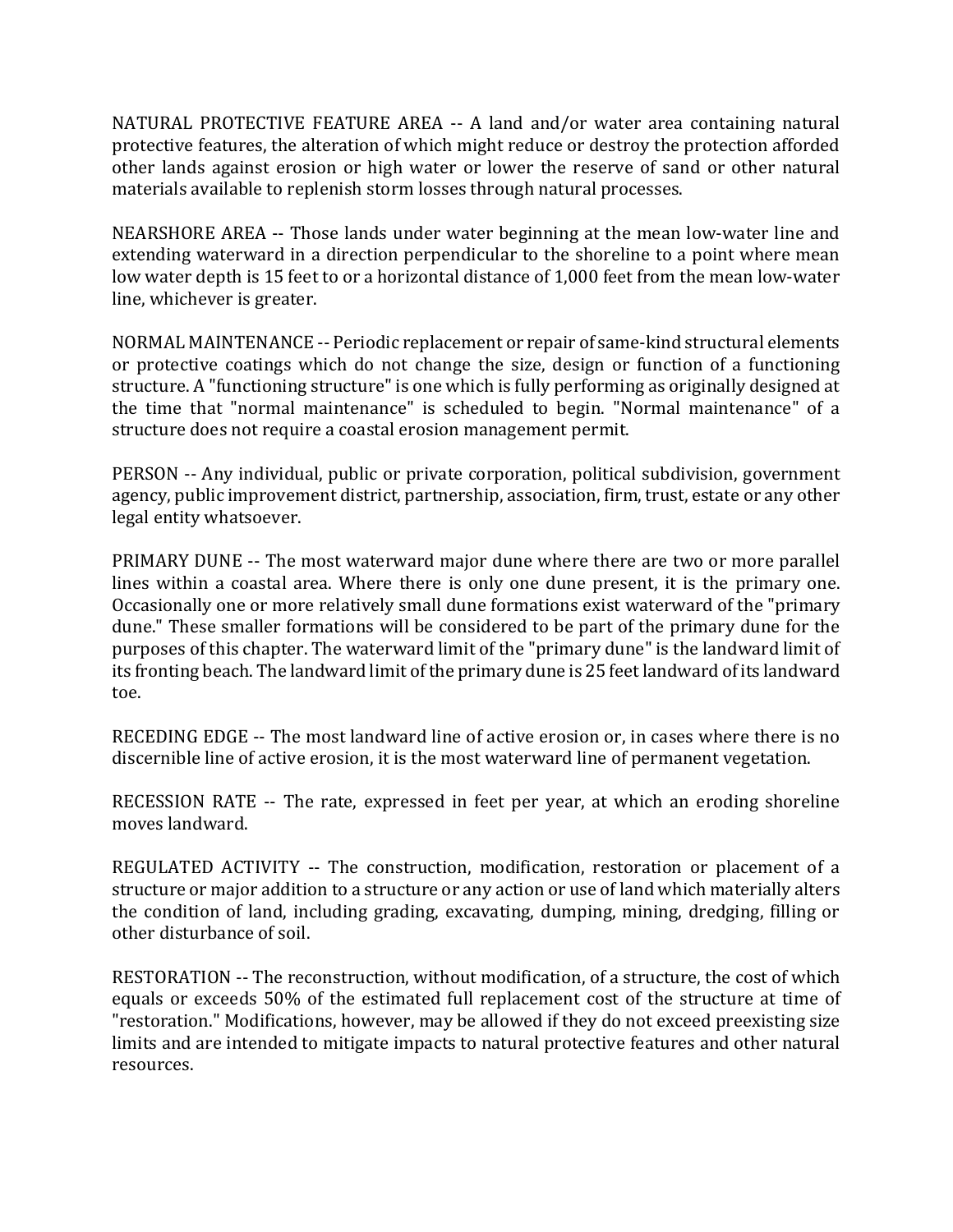NATURAL PROTECTIVE FEATURE AREA -- A land and/or water area containing natural protective features, the alteration of which might reduce or destroy the protection afforded other lands against erosion or high water or lower the reserve of sand or other natural materials available to replenish storm losses through natural processes.

NEARSHORE AREA -- Those lands under water beginning at the mean low-water line and extending waterward in a direction perpendicular to the shoreline to a point where mean low water depth is 15 feet to or a horizontal distance of 1,000 feet from the mean low-water line, whichever is greater.

NORMAL MAINTENANCE -- Periodic replacement or repair of same-kind structural elements or protective coatings which do not change the size, design or function of a functioning structure. A "functioning structure" is one which is fully performing as originally designed at the time that "normal maintenance" is scheduled to begin. "Normal maintenance" of a structure does not require a coastal erosion management permit.

PERSON -- Any individual, public or private corporation, political subdivision, government agency, public improvement district, partnership, association, firm, trust, estate or any other legal entity whatsoever.

PRIMARY DUNE -- The most waterward major dune where there are two or more parallel lines within a coastal area. Where there is only one dune present, it is the primary one. Occasionally one or more relatively small dune formations exist waterward of the "primary dune." These smaller formations will be considered to be part of the primary dune for the purposes of this chapter. The waterward limit of the "primary dune" is the landward limit of its fronting beach. The landward limit of the primary dune is 25 feet landward of its landward toe.

RECEDING EDGE -- The most landward line of active erosion or, in cases where there is no discernible line of active erosion, it is the most waterward line of permanent vegetation.

RECESSION RATE -- The rate, expressed in feet per year, at which an eroding shoreline moves landward.

REGULATED ACTIVITY -- The construction, modification, restoration or placement of a structure or major addition to a structure or any action or use of land which materially alters the condition of land, including grading, excavating, dumping, mining, dredging, filling or other disturbance of soil.

RESTORATION -- The reconstruction, without modification, of a structure, the cost of which equals or exceeds 50% of the estimated full replacement cost of the structure at time of "restoration." Modifications, however, may be allowed if they do not exceed preexisting size limits and are intended to mitigate impacts to natural protective features and other natural resources.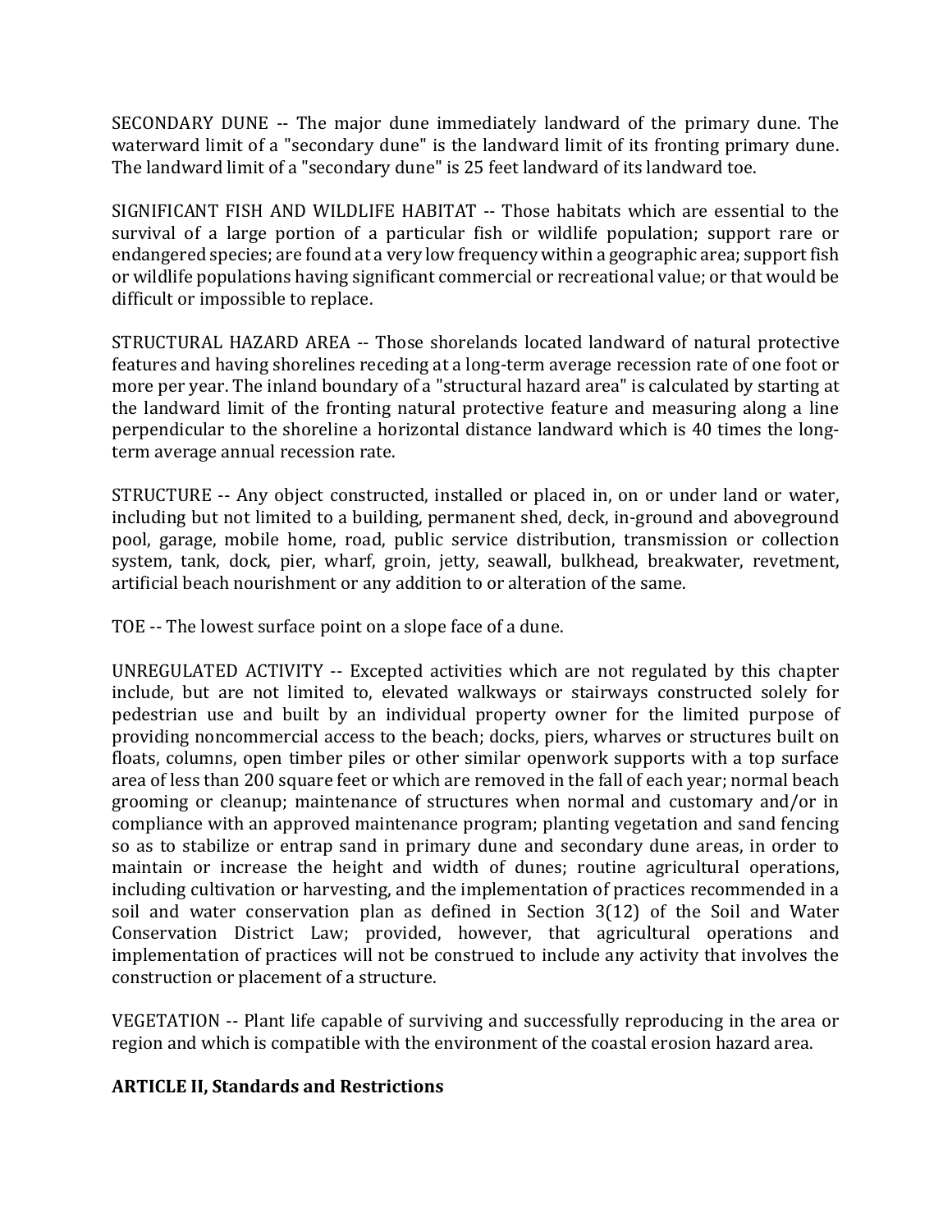SECONDARY DUNE -- The major dune immediately landward of the primary dune. The waterward limit of a "secondary dune" is the landward limit of its fronting primary dune. The landward limit of a "secondary dune" is 25 feet landward of its landward toe.

SIGNIFICANT FISH AND WILDLIFE HABITAT -- Those habitats which are essential to the survival of a large portion of a particular fish or wildlife population; support rare or endangered species; are found at a very low frequency within a geographic area; support fish or wildlife populations having significant commercial or recreational value; or that would be difficult or impossible to replace.

STRUCTURAL HAZARD AREA -- Those shorelands located landward of natural protective features and having shorelines receding at a long-term average recession rate of one foot or more per year. The inland boundary of a "structural hazard area" is calculated by starting at the landward limit of the fronting natural protective feature and measuring along a line perpendicular to the shoreline a horizontal distance landward which is 40 times the long-term average annual recession rate.

STRUCTURE -- Any object constructed, installed or placed in, on or under land or water, including but not limited to a building, permanent shed, deck, in-ground and aboveground pool, garage, mobile home, road, public service distribution, transmission or collection system, tank, dock, pier, wharf, groin, jetty, seawall, bulkhead, breakwater, revetment, artificial beach nourishment or any addition to or alteration of the same.

TOE -- The lowest surface point on a slope face of a dune.

UNREGULATED ACTIVITY -- Excepted activities which are not regulated by this chapter include, but are not limited to, elevated walkways or stairways constructed solely for pedestrian use and built by an individual property owner for the limited purpose of providing noncommercial access to the beach; docks, piers, wharves or structures built on floats, columns, open timber piles or other similar openwork supports with a top surface area of less than 200 square feet or which are removed in the fall of each year; normal beach grooming or cleanup; maintenance of structures when normal and customary and/or in compliance with an approved maintenance program; planting vegetation and sand fencing so as to stabilize or entrap sand in primary dune and secondary dune areas, in order to maintain or increase the height and width of dunes; routine agricultural operations, including cultivation or harvesting, and the implementation of practices recommended in a soil and water conservation plan as defined in Section 3(12) of the Soil and Water Conservation District Law; provided, however, that agricultural operations and implementation of practices will not be construed to include any activity that involves the construction or placement of a structure.

VEGETATION -- Plant life capable of surviving and successfully reproducing in the area or region and which is compatible with the environment of the coastal erosion hazard area.

**ARTICLE II, Standards and Restrictions**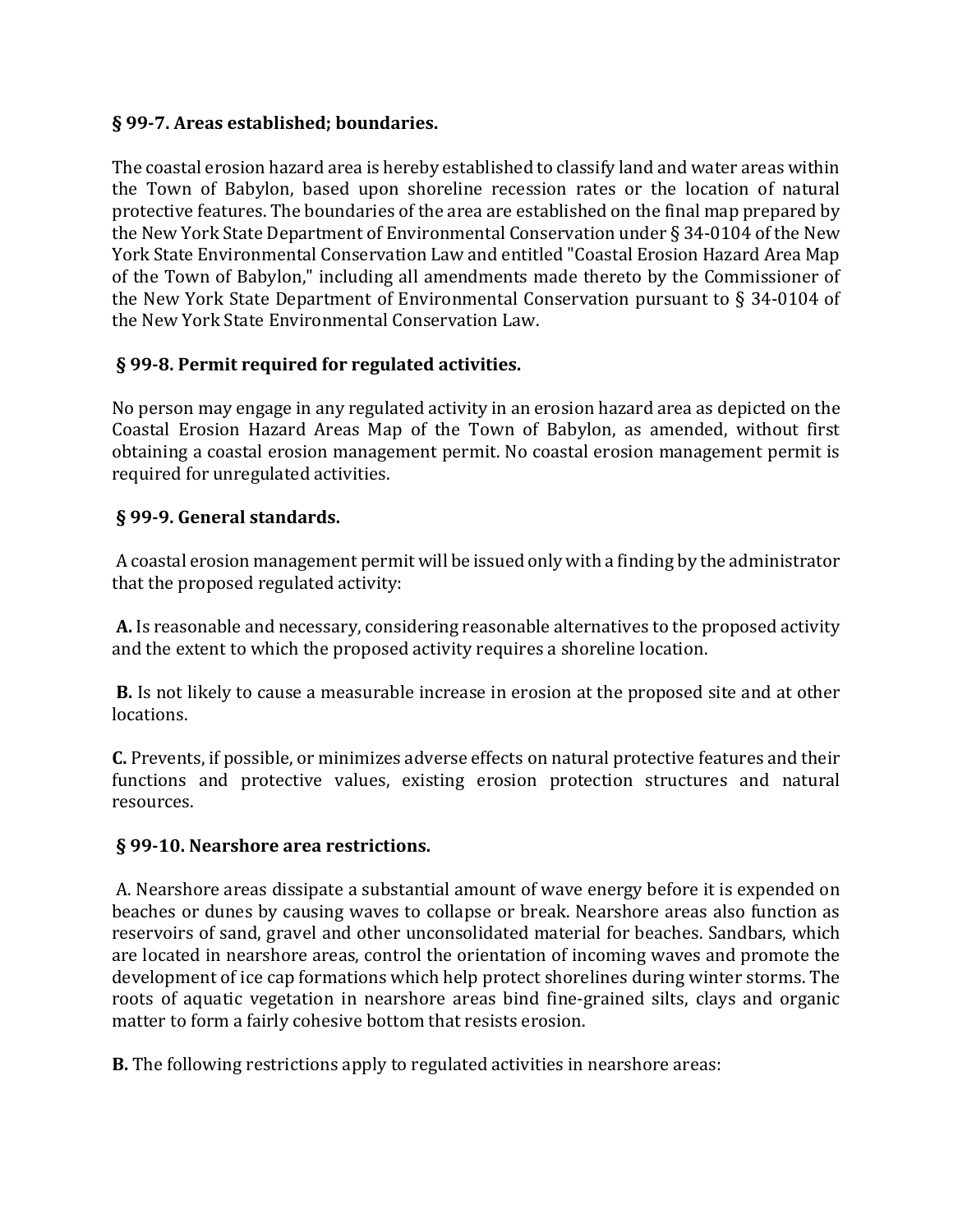**§ 99-7. Areas established; boundaries.**

The coastal erosion hazard area is hereby established to classify land and water areas within the Town of Babylon, based upon shoreline recession rates or the location of natural protective features. The boundaries of the area are established on the final map prepared by the New York State Department of Environmental Conservation under § 34-0104 of the New York State Environmental Conservation Law and entitled "Coastal Erosion Hazard Area Map of the Town of Babylon," including all amendments made thereto by the Commissioner of the New York State Department of Environmental Conservation pursuant to § 34-0104 of the New York State Environmental Conservation Law.

**§ 99-8. Permit required for regulated activities.**

No person may engage in any regulated activity in an erosion hazard area as depicted on the Coastal Erosion Hazard Areas Map of the Town of Babylon, as amended, without first obtaining a coastal erosion management permit. No coastal erosion management permit is required for unregulated activities.

**§ 99-9. General standards.**

A coastal erosion management permit will be issued only with a finding by the administrator that the proposed regulated activity:

**A.** Is reasonable and necessary, considering reasonable alternatives to the proposed activity and the extent to which the proposed activity requires a shoreline location.

**B.** Is not likely to cause a measurable increase in erosion at the proposed site and at other locations.

**C.** Prevents, if possible, or minimizes adverse effects on natural protective features and their functions and protective values, existing erosion protection structures and natural resources.

**§ 99-10. Nearshore area restrictions.**

A. Nearshore areas dissipate a substantial amount of wave energy before it is expended on beaches or dunes by causing waves to collapse or break. Nearshore areas also function as reservoirs of sand, gravel and other unconsolidated material for beaches. Sandbars, which are located in nearshore areas, control the orientation of incoming waves and promote the development of ice cap formations which help protect shorelines during winter storms. The roots of aquatic vegetation in nearshore areas bind fine-grained silts, clays and organic matter to form a fairly cohesive bottom that resists erosion.

**B.** The following restrictions apply to regulated activities in nearshore areas: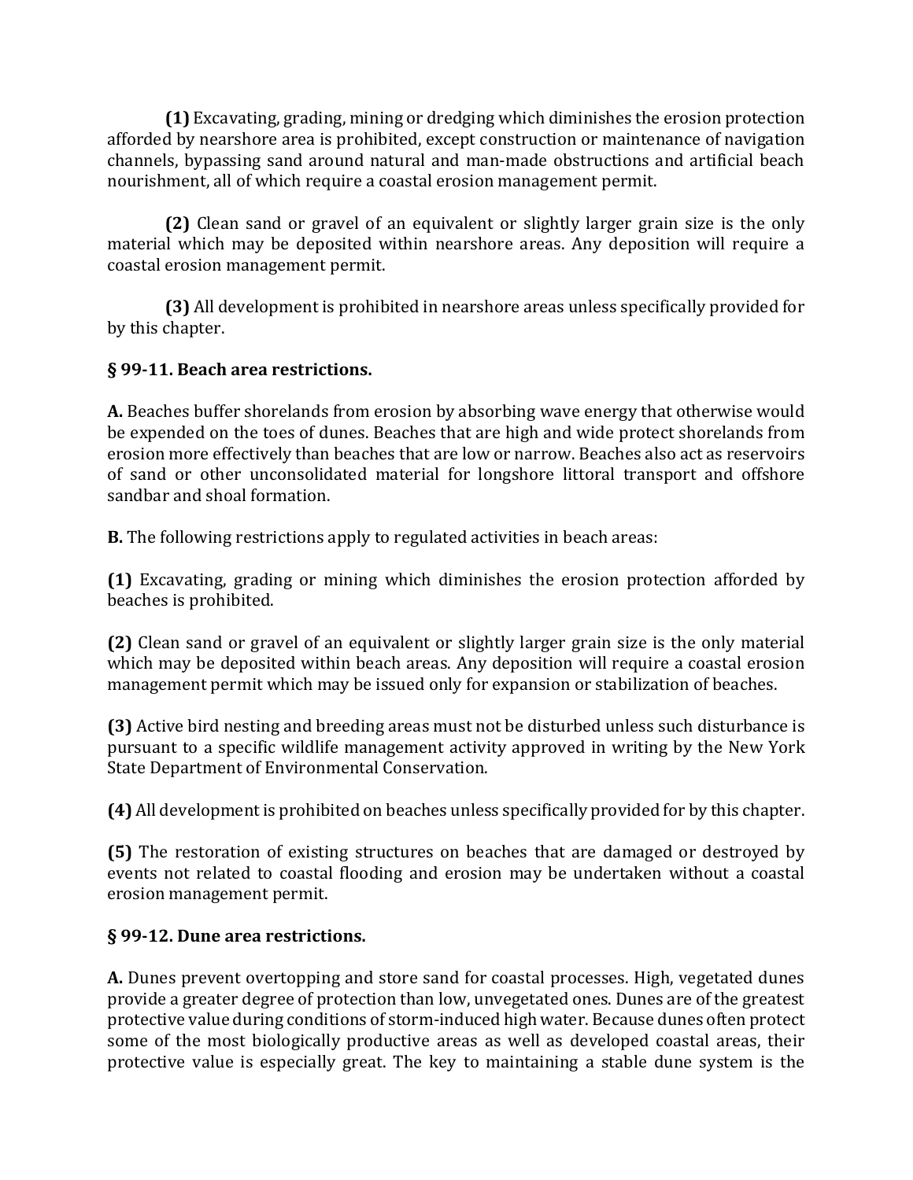**(1)** Excavating, grading, mining or dredging which diminishes the erosion protection afforded by nearshore area is prohibited, except construction or maintenance of navigation channels, bypassing sand around natural and man-made obstructions and artificial beach nourishment, all of which require a coastal erosion management permit.

**(2)** Clean sand or gravel of an equivalent or slightly larger grain size is the only material which may be deposited within nearshore areas. Any deposition will require a coastal erosion management permit.

**(3)** All development is prohibited in nearshore areas unless specifically provided for by this chapter.

### § 99-11. Beach area restrictions.

**A.** Beaches buffer shorelands from erosion by absorbing wave energy that otherwise would be expended on the toes of dunes. Beaches that are high and wide protect shorelands from erosion more effectively than beaches that are low or narrow. Beaches also act as reservoirs of sand or other unconsolidated material for longshore littoral transport and offshore sandbar and shoal formation.

**B.** The following restrictions apply to regulated activities in beach areas:

**(1)** Excavating, grading or mining which diminishes the erosion protection afforded by beaches is prohibited.

**(2)** Clean sand or gravel of an equivalent or slightly larger grain size is the only material which may be deposited within beach areas. Any deposition will require a coastal erosion management permit which may be issued only for expansion or stabilization of beaches.

**(3)** Active bird nesting and breeding areas must not be disturbed unless such disturbance is pursuant to a specific wildlife management activity approved in writing by the New York State Department of Environmental Conservation.

**(4)** All development is prohibited on beaches unless specifically provided for by this chapter.

**(5)** The restoration of existing structures on beaches that are damaged or destroyed by events not related to coastal flooding and erosion may be undertaken without a coastal erosion management permit.

### § 99-12. Dune area restrictions.

**A.** Dunes prevent overtopping and store sand for coastal processes. High, vegetated dunes provide a greater degree of protection than low, unvegetated ones. Dunes are of the greatest protective value during conditions of storm-induced high water. Because dunes often protect some of the most biologically productive areas as well as developed coastal areas, their protective value is especially great. The key to maintaining a stable dune system is the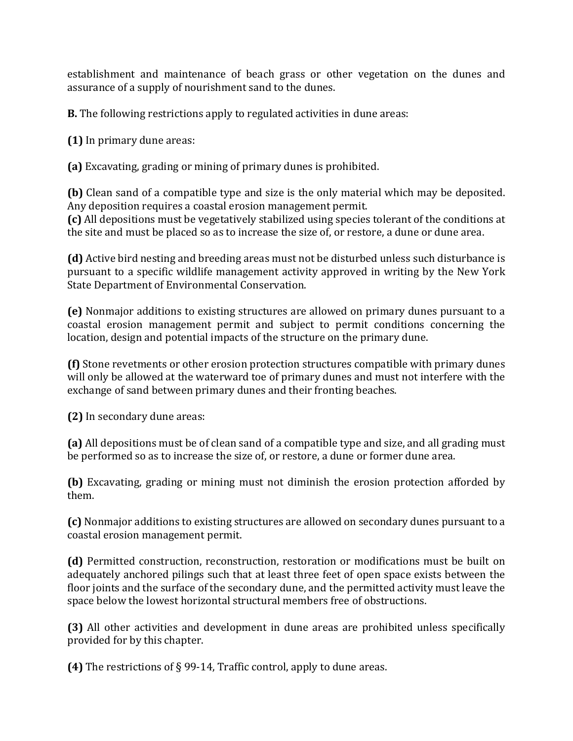establishment and maintenance of beach grass or other vegetation on the dunes and assurance of a supply of nourishment sand to the dunes.

**B.** The following restrictions apply to regulated activities in dune areas:

**(1)** In primary dune areas:

**(a)** Excavating, grading or mining of primary dunes is prohibited.

**(b)** Clean sand of a compatible type and size is the only material which may be deposited. Any deposition requires a coastal erosion management permit.

**(c)** All depositions must be vegetatively stabilized using species tolerant of the conditions at the site and must be placed so as to increase the size of, or restore, a dune or dune area.

**(d)** Active bird nesting and breeding areas must not be disturbed unless such disturbance is pursuant to a specific wildlife management activity approved in writing by the New York State Department of Environmental Conservation.

**(e)** Nonmajor additions to existing structures are allowed on primary dunes pursuant to a coastal erosion management permit and subject to permit conditions concerning the location, design and potential impacts of the structure on the primary dune.

**(f)** Stone revetments or other erosion protection structures compatible with primary dunes will only be allowed at the waterward toe of primary dunes and must not interfere with the exchange of sand between primary dunes and their fronting beaches.

**(2)** In secondary dune areas:

**(a)** All depositions must be of clean sand of a compatible type and size, and all grading must be performed so as to increase the size of, or restore, a dune or former dune area.

**(b)** Excavating, grading or mining must not diminish the erosion protection afforded by them.

**(c)** Nonmajor additions to existing structures are allowed on secondary dunes pursuant to a coastal erosion management permit.

**(d)** Permitted construction, reconstruction, restoration or modifications must be built on adequately anchored pilings such that at least three feet of open space exists between the floor joints and the surface of the secondary dune, and the permitted activity must leave the space below the lowest horizontal structural members free of obstructions.

**(3)** All other activities and development in dune areas are prohibited unless specifically provided for by this chapter.

**(4)** The restrictions of § 99-14, Traffic control, apply to dune areas.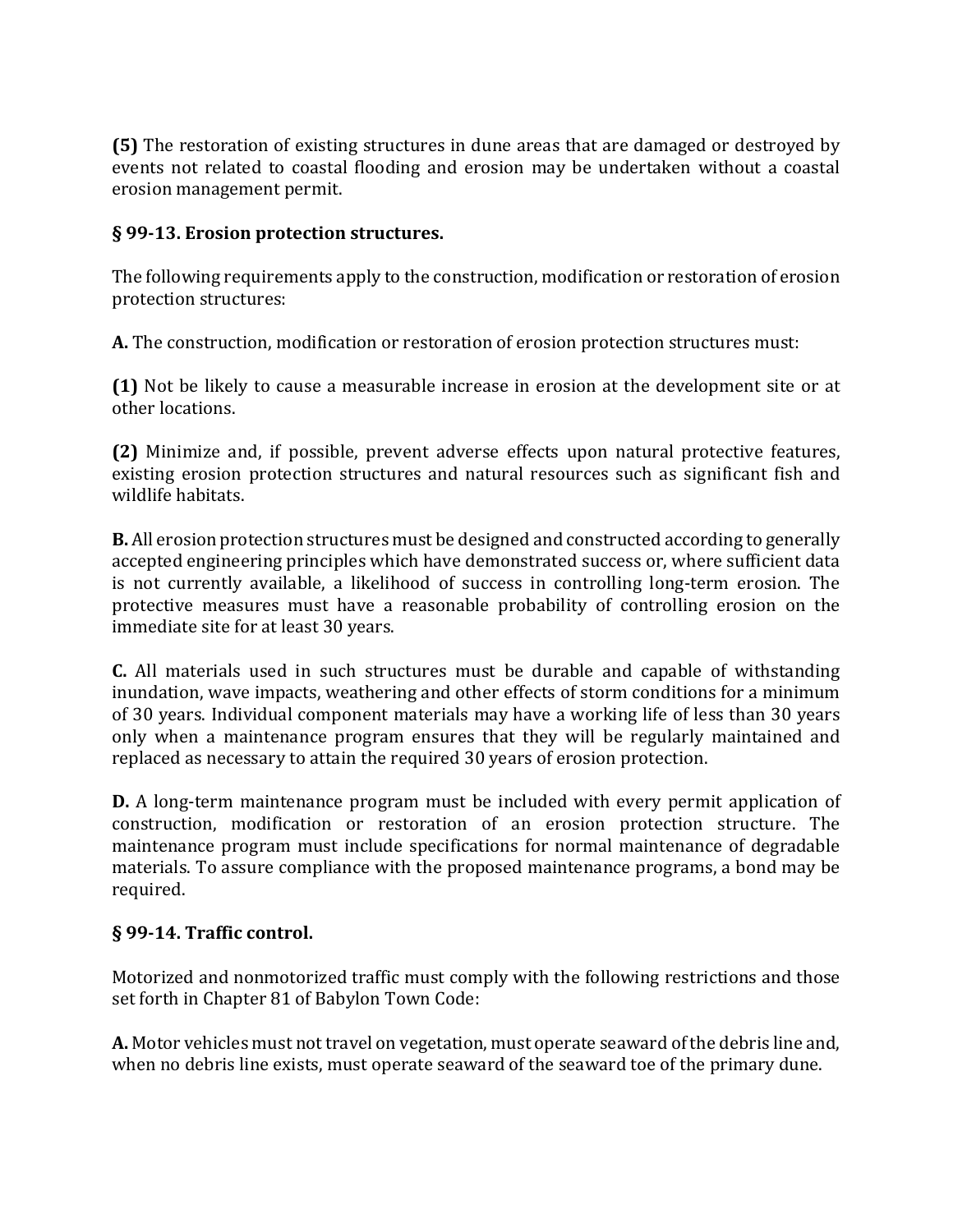**(5)** The restoration of existing structures in dune areas that are damaged or destroyed by events not related to coastal flooding and erosion may be undertaken without a coastal erosion management permit.

### § 99-13. Erosion protection structures.

The following requirements apply to the construction, modification or restoration of erosion protection structures:

**A.** The construction, modification or restoration of erosion protection structures must:

**(1)** Not be likely to cause a measurable increase in erosion at the development site or at other locations.

**(2)** Minimize and, if possible, prevent adverse effects upon natural protective features, existing erosion protection structures and natural resources such as significant fish and wildlife habitats.

**B.** All erosion protection structures must be designed and constructed according to generally accepted engineering principles which have demonstrated success or, where sufficient data is not currently available, a likelihood of success in controlling long-term erosion. The protective measures must have a reasonable probability of controlling erosion on the immediate site for at least 30 years.

**C.** All materials used in such structures must be durable and capable of withstanding inundation, wave impacts, weathering and other effects of storm conditions for a minimum of 30 years. Individual component materials may have a working life of less than 30 years only when a maintenance program ensures that they will be regularly maintained and replaced as necessary to attain the required 30 years of erosion protection.

**D.** A long-term maintenance program must be included with every permit application of construction, modification or restoration of an erosion protection structure. The maintenance program must include specifications for normal maintenance of degradable materials. To assure compliance with the proposed maintenance programs, a bond may be required.

### § 99-14. Traffic control.

Motorized and nonmotorized traffic must comply with the following restrictions and those set forth in Chapter 81 of Babylon Town Code:

**A.** Motor vehicles must not travel on vegetation, must operate seaward of the debris line and, when no debris line exists, must operate seaward of the seaward toe of the primary dune.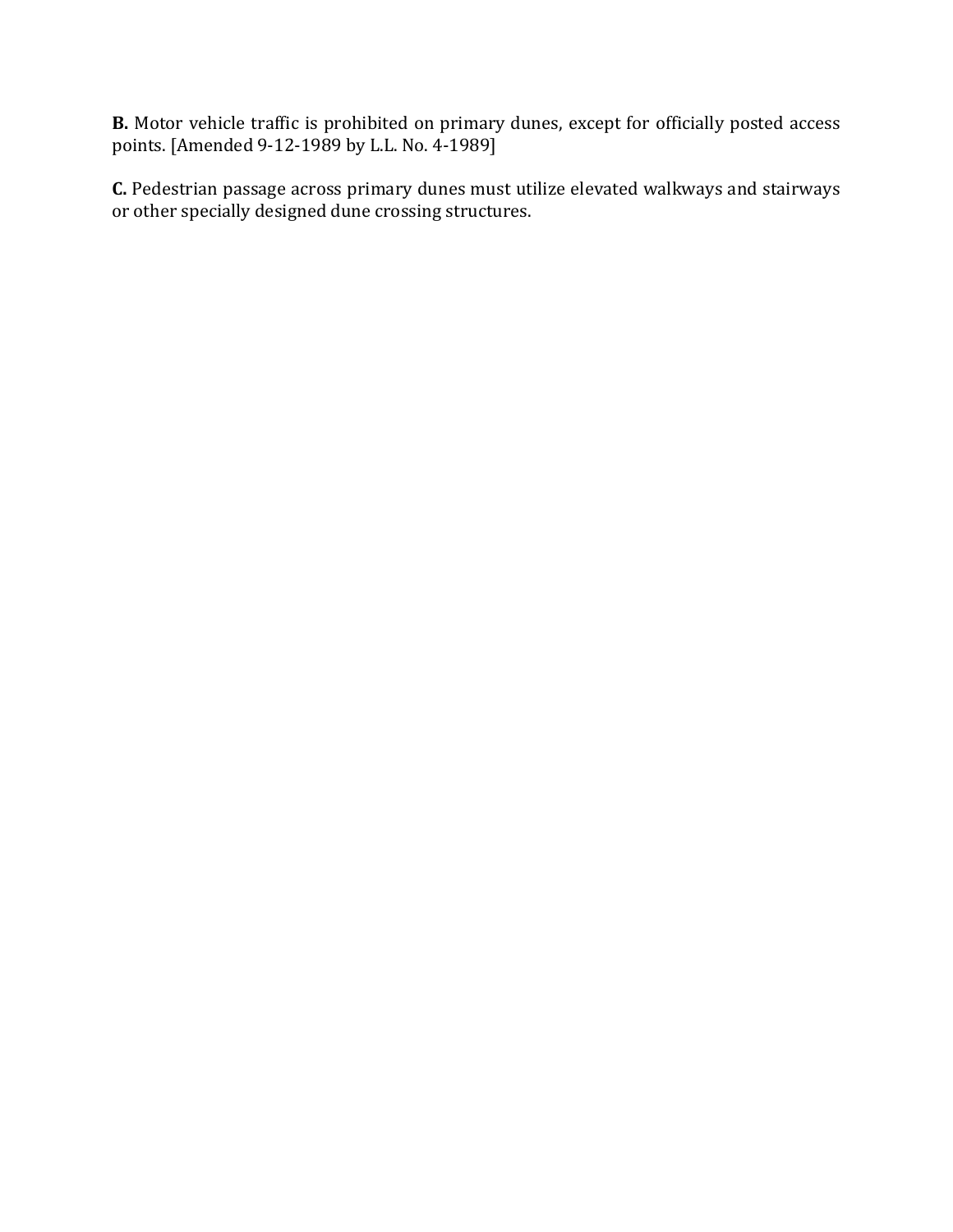**B.** Motor vehicle traffic is prohibited on primary dunes, except for officially posted access points. [Amended 9-12-1989 by L.L. No. 4-1989]

**C.** Pedestrian passage across primary dunes must utilize elevated walkways and stairways or other specially designed dune crossing structures.